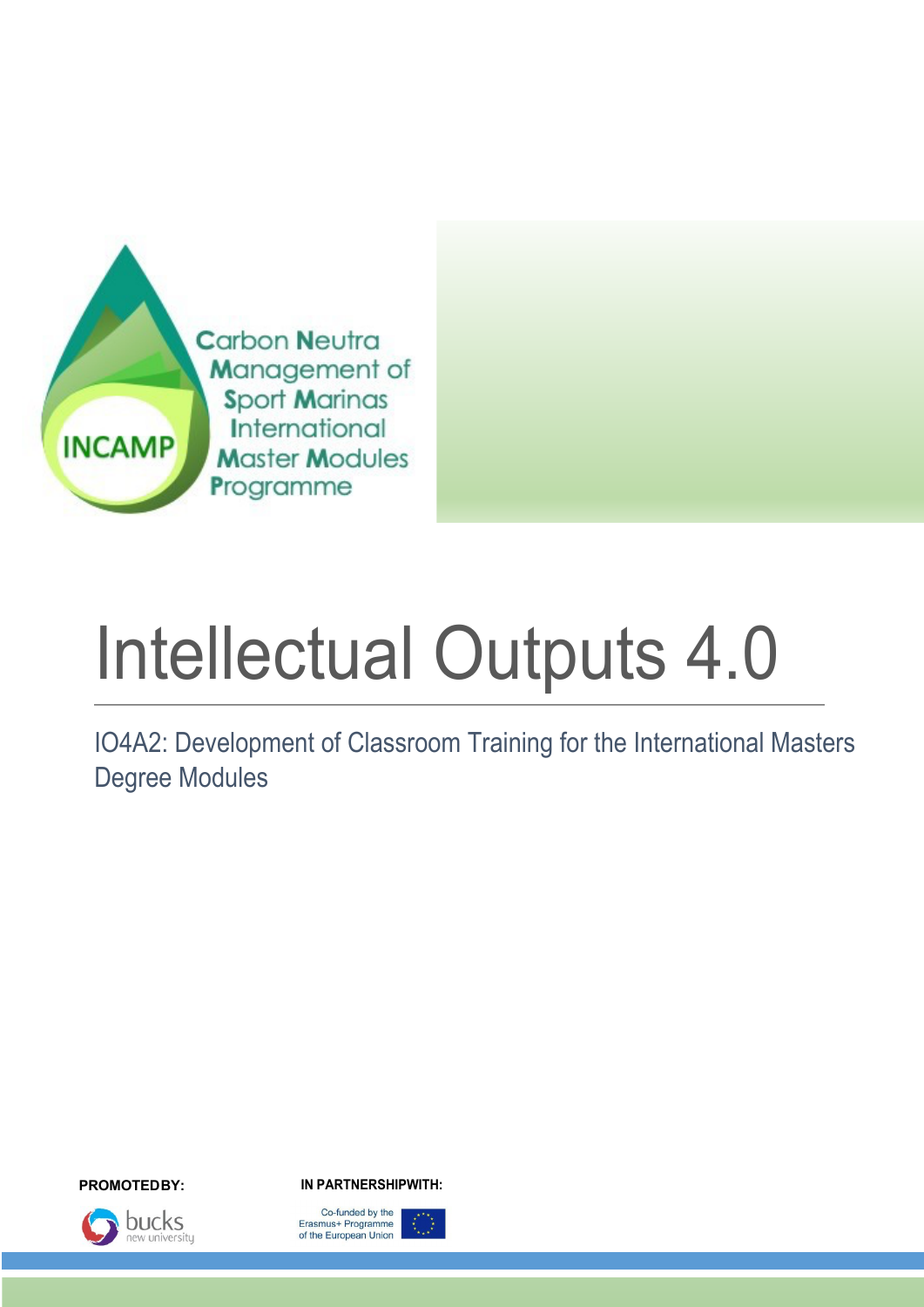INCAMP

Carbon Neutra Management of Sport Marinas International Master Modules Programme

# Intellectual Outputs 4.0

## IO4A2: Development of Classroom Training for the International Masters Degree Modules

**PROMOTEDBY:**

bucks new university

**IN PARTNERSHIPWITH:**

Co-funded by the Erasmus+ Programme of the European Union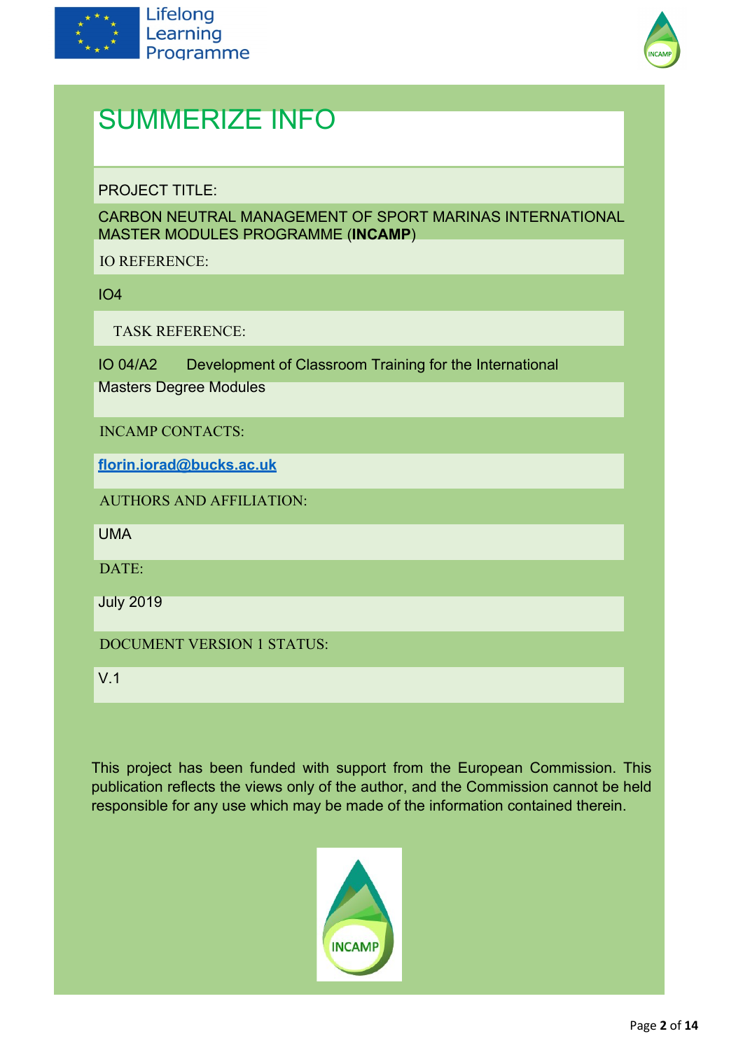# SUMMERIZE INFO

PROJECT TITLE:

CARBON NEUTRAL MANAGEMENT OF SPORT MARINAS INTERNATIONAL MASTER MODULES PROGRAMME (**INCAMP**)

IO REFERENCE:

IO4

TASK REFERENCE:

IO 04/A2 Development of Classroom Training for the International Masters Degree Modules

INCAMP CONTACTS:

**florin.iorad@bucks.ac.uk**

AUTHORS AND AFFILIATION:

UMA

DATE:

July 2019

DOCUMENT VERSION 1 STATUS:

V.1

This project has been funded with support from the European Commission. This publication reflects the views only of the author, and the Commission cannot be held responsible for any use which may be made of the information contained therein.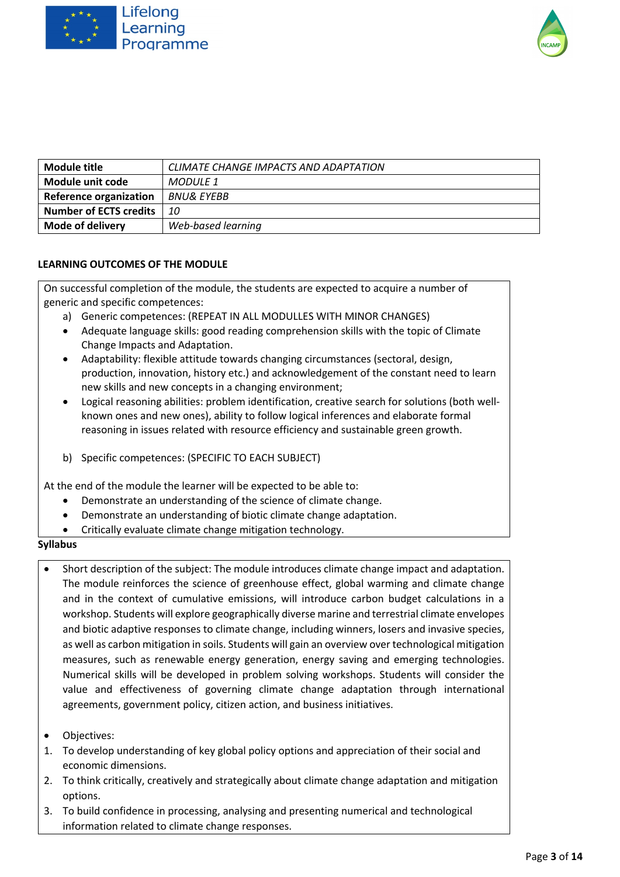| Module title | *CLIMATE CHANGE IMPACTS AND ADAPTATION* |
|---|---|
| Module unit code | *MODULE 1* |
| Reference organization | *BNU& EYEBB* |
| Number of ECTS credits | *10* |
| Mode of delivery | *Web-based learning* |

**LEARNING OUTCOMES OF THE MODULE**

On successful completion of the module, the students are expected to acquire a number of generic and specific competences:

a) Generic competences: (REPEAT IN ALL MODULLES WITH MINOR CHANGES)

- Adequate language skills: good reading comprehension skills with the topic of Climate Change Impacts and Adaptation.
- Adaptability: flexible attitude towards changing circumstances (sectoral, design, production, innovation, history etc.) and acknowledgement of the constant need to learn new skills and new concepts in a changing environment;
- Logical reasoning abilities: problem identification, creative search for solutions (both well-known ones and new ones), ability to follow logical inferences and elaborate formal reasoning in issues related with resource efficiency and sustainable green growth.

b) Specific competences: (SPECIFIC TO EACH SUBJECT)

At the end of the module the learner will be expected to be able to:

- Demonstrate an understanding of the science of climate change.
- Demonstrate an understanding of biotic climate change adaptation.
- Critically evaluate climate change mitigation technology.

**Syllabus**

- Short description of the subject: The module introduces climate change impact and adaptation. The module reinforces the science of greenhouse effect, global warming and climate change and in the context of cumulative emissions, will introduce carbon budget calculations in a workshop. Students will explore geographically diverse marine and terrestrial climate envelopes and biotic adaptive responses to climate change, including winners, losers and invasive species, as well as carbon mitigation in soils. Students will gain an overview over technological mitigation measures, such as renewable energy generation, energy saving and emerging technologies. Numerical skills will be developed in problem solving workshops. Students will consider the value and effectiveness of governing climate change adaptation through international agreements, government policy, citizen action, and business initiatives.

- Objectives:

1. To develop understanding of key global policy options and appreciation of their social and economic dimensions.
2. To think critically, creatively and strategically about climate change adaptation and mitigation options.
3. To build confidence in processing, analysing and presenting numerical and technological information related to climate change responses.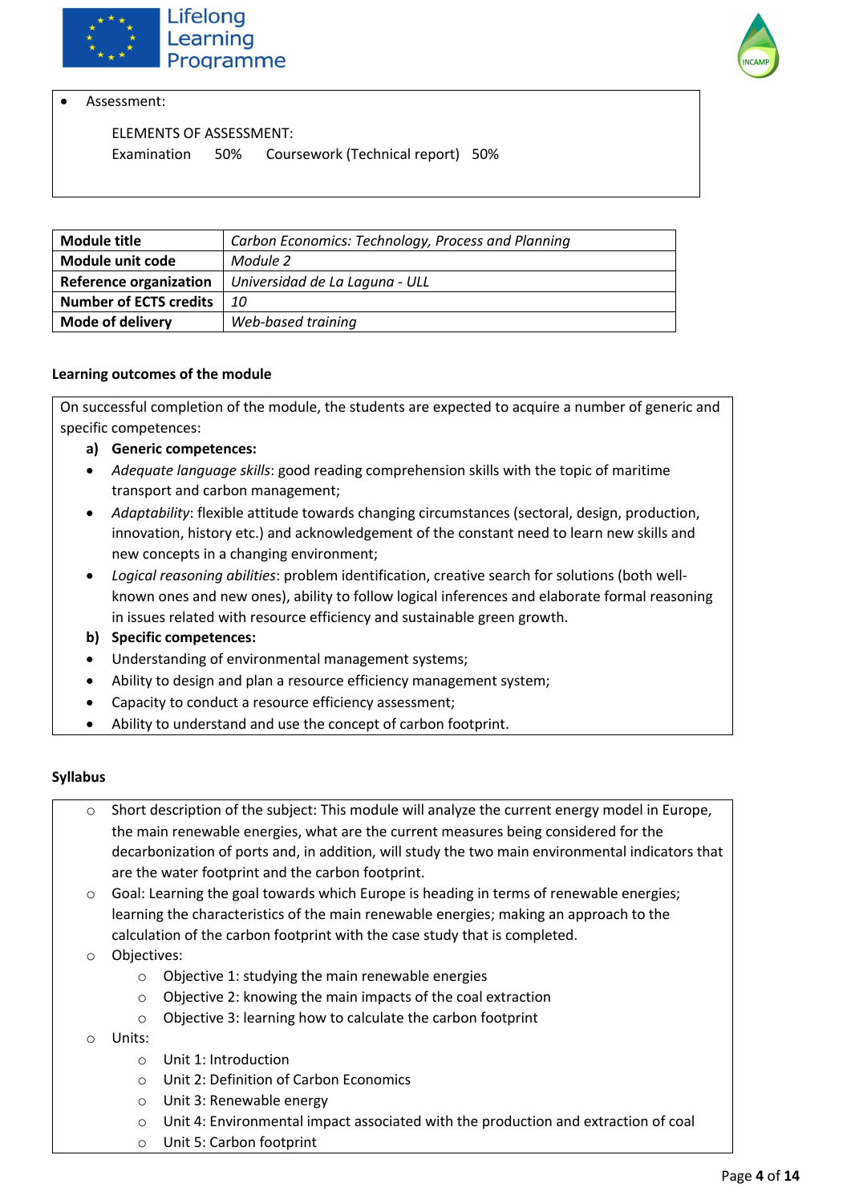- Assessment:

  ELEMENTS OF ASSESSMENT:
  Examination 50% Coursework (Technical report) 50%

| Module title | *Carbon Economics: Technology, Process and Planning* |
|---|---|
| Module unit code | *Module 2* |
| Reference organization | *Universidad de La Laguna - ULL* |
| Number of ECTS credits | *10* |
| Mode of delivery | *Web-based training* |

**Learning outcomes of the module**

On successful completion of the module, the students are expected to acquire a number of generic and specific competences:

**a) Generic competences:**

- *Adequate language skills*: good reading comprehension skills with the topic of maritime transport and carbon management;
- *Adaptability*: flexible attitude towards changing circumstances (sectoral, design, production, innovation, history etc.) and acknowledgement of the constant need to learn new skills and new concepts in a changing environment;
- *Logical reasoning abilities*: problem identification, creative search for solutions (both well-known ones and new ones), ability to follow logical inferences and elaborate formal reasoning in issues related with resource efficiency and sustainable green growth.

**b) Specific competences:**

- Understanding of environmental management systems;
- Ability to design and plan a resource efficiency management system;
- Capacity to conduct a resource efficiency assessment;
- Ability to understand and use the concept of carbon footprint.

**Syllabus**

- Short description of the subject: This module will analyze the current energy model in Europe, the main renewable energies, what are the current measures being considered for the decarbonization of ports and, in addition, will study the two main environmental indicators that are the water footprint and the carbon footprint.
- Goal: Learning the goal towards which Europe is heading in terms of renewable energies; learning the characteristics of the main renewable energies; making an approach to the calculation of the carbon footprint with the case study that is completed.
- Objectives:
  - Objective 1: studying the main renewable energies
  - Objective 2: knowing the main impacts of the coal extraction
  - Objective 3: learning how to calculate the carbon footprint
- Units:
  - Unit 1: Introduction
  - Unit 2: Definition of Carbon Economics
  - Unit 3: Renewable energy
  - Unit 4: Environmental impact associated with the production and extraction of coal
  - Unit 5: Carbon footprint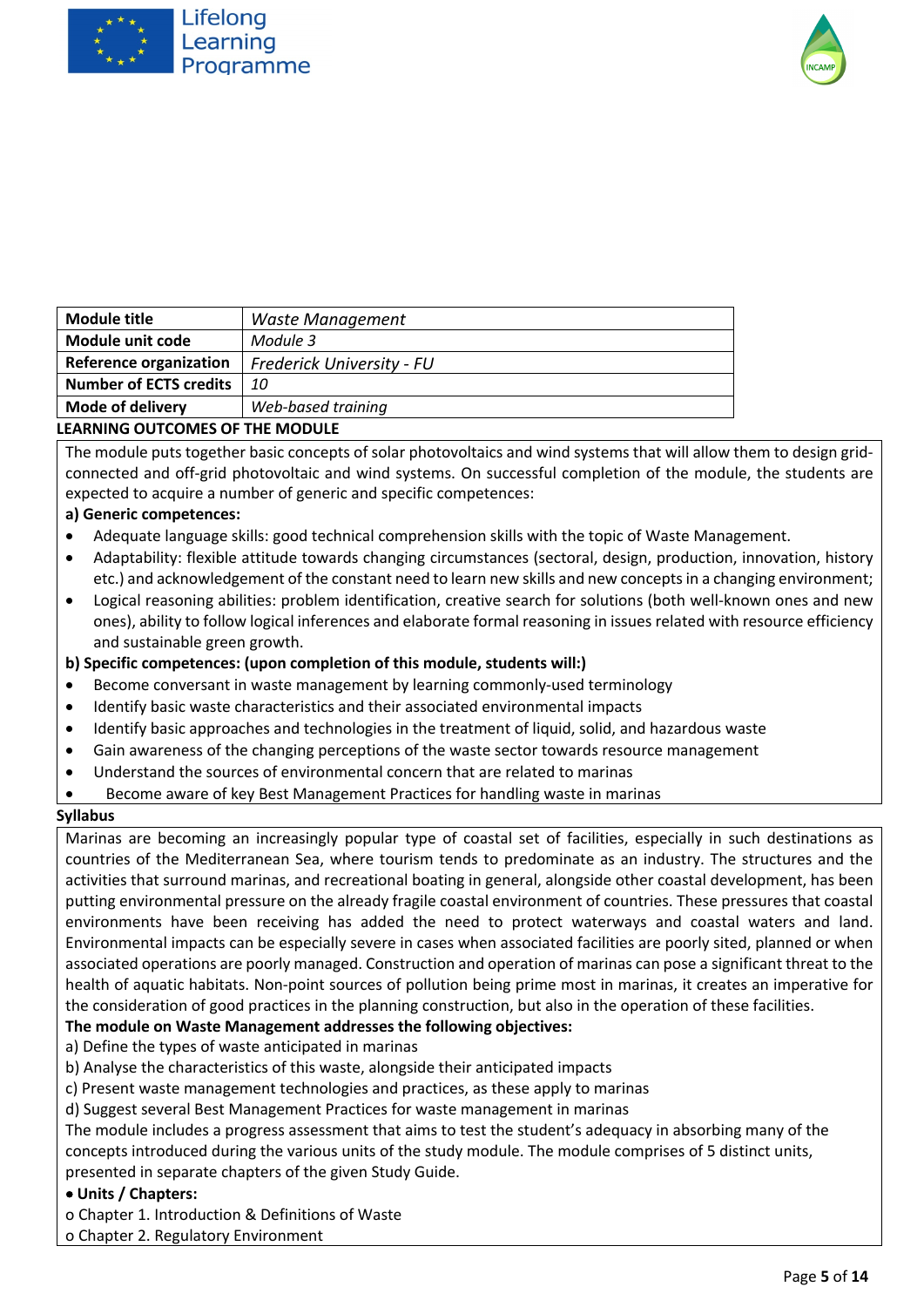| Module title | *Waste Management* |
| --- | --- |
| **Module unit code** | *Module 3* |
| **Reference organization** | *Frederick University - FU* |
| **Number of ECTS credits** | *10* |
| **Mode of delivery** | *Web-based training* |

**LEARNING OUTCOMES OF THE MODULE**

The module puts together basic concepts of solar photovoltaics and wind systems that will allow them to design grid-connected and off-grid photovoltaic and wind systems. On successful completion of the module, the students are expected to acquire a number of generic and specific competences:

**a) Generic competences:**

- Adequate language skills: good technical comprehension skills with the topic of Waste Management.
- Adaptability: flexible attitude towards changing circumstances (sectoral, design, production, innovation, history etc.) and acknowledgement of the constant need to learn new skills and new concepts in a changing environment;
- Logical reasoning abilities: problem identification, creative search for solutions (both well-known ones and new ones), ability to follow logical inferences and elaborate formal reasoning in issues related with resource efficiency and sustainable green growth.

**b) Specific competences: (upon completion of this module, students will:)**

- Become conversant in waste management by learning commonly-used terminology
- Identify basic waste characteristics and their associated environmental impacts
- Identify basic approaches and technologies in the treatment of liquid, solid, and hazardous waste
- Gain awareness of the changing perceptions of the waste sector towards resource management
- Understand the sources of environmental concern that are related to marinas
- Become aware of key Best Management Practices for handling waste in marinas

**Syllabus**

Marinas are becoming an increasingly popular type of coastal set of facilities, especially in such destinations as countries of the Mediterranean Sea, where tourism tends to predominate as an industry. The structures and the activities that surround marinas, and recreational boating in general, alongside other coastal development, has been putting environmental pressure on the already fragile coastal environment of countries. These pressures that coastal environments have been receiving has added the need to protect waterways and coastal waters and land. Environmental impacts can be especially severe in cases when associated facilities are poorly sited, planned or when associated operations are poorly managed. Construction and operation of marinas can pose a significant threat to the health of aquatic habitats. Non-point sources of pollution being prime most in marinas, it creates an imperative for the consideration of good practices in the planning construction, but also in the operation of these facilities.

**The module on Waste Management addresses the following objectives:**

a) Define the types of waste anticipated in marinas
b) Analyse the characteristics of this waste, alongside their anticipated impacts
c) Present waste management technologies and practices, as these apply to marinas
d) Suggest several Best Management Practices for waste management in marinas

The module includes a progress assessment that aims to test the student's adequacy in absorbing many of the concepts introduced during the various units of the study module. The module comprises of 5 distinct units, presented in separate chapters of the given Study Guide.

- **Units / Chapters:**
  - Chapter 1. Introduction & Definitions of Waste
  - Chapter 2. Regulatory Environment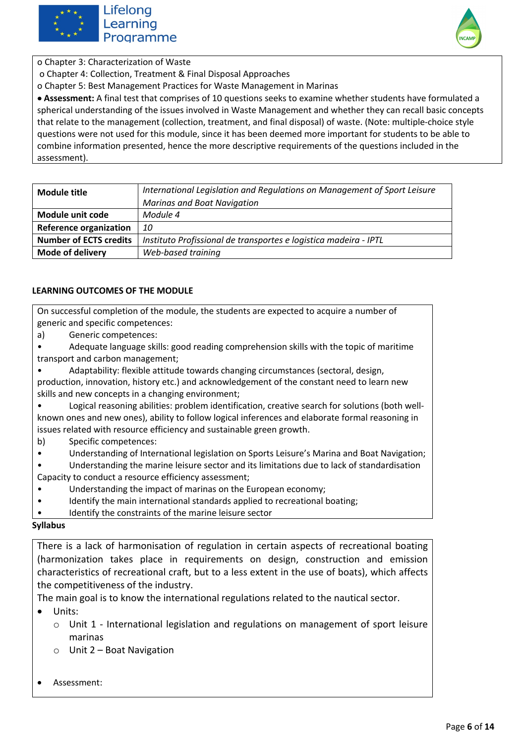o Chapter 3: Characterization of Waste
o Chapter 4: Collection, Treatment & Final Disposal Approaches
o Chapter 5: Best Management Practices for Waste Management in Marinas

- **Assessment:** A final test that comprises of 10 questions seeks to examine whether students have formulated a spherical understanding of the issues involved in Waste Management and whether they can recall basic concepts that relate to the management (collection, treatment, and final disposal) of waste. (Note: multiple-choice style questions were not used for this module, since it has been deemed more important for students to be able to combine information presented, hence the more descriptive requirements of the questions included in the assessment).

| **Module title** | *International Legislation and Regulations on Management of Sport Leisure Marinas and Boat Navigation* |
|---|---|
| **Module unit code** | *Module 4* |
| **Reference organization** | *10* |
| **Number of ECTS credits** | *Instituto Profissional de transportes e logistica madeira - IPTL* |
| **Mode of delivery** | *Web-based training* |

**LEARNING OUTCOMES OF THE MODULE**

On successful completion of the module, the students are expected to acquire a number of generic and specific competences:

a) Generic competences:

- Adequate language skills: good reading comprehension skills with the topic of maritime transport and carbon management;
- Adaptability: flexible attitude towards changing circumstances (sectoral, design, production, innovation, history etc.) and acknowledgement of the constant need to learn new skills and new concepts in a changing environment;
- Logical reasoning abilities: problem identification, creative search for solutions (both well-known ones and new ones), ability to follow logical inferences and elaborate formal reasoning in issues related with resource efficiency and sustainable green growth.

b) Specific competences:

- Understanding of International legislation on Sports Leisure's Marina and Boat Navigation;
- Understanding the marine leisure sector and its limitations due to lack of standardisation Capacity to conduct a resource efficiency assessment;
- Understanding the impact of marinas on the European economy;
- Identify the main international standards applied to recreational boating;
- Identify the constraints of the marine leisure sector

**Syllabus**

There is a lack of harmonisation of regulation in certain aspects of recreational boating (harmonization takes place in requirements on design, construction and emission characteristics of recreational craft, but to a less extent in the use of boats), which affects the competitiveness of the industry.

The main goal is to know the international regulations related to the nautical sector.

- Units:
  - Unit 1 - International legislation and regulations on management of sport leisure marinas
  - Unit 2 – Boat Navigation
- Assessment: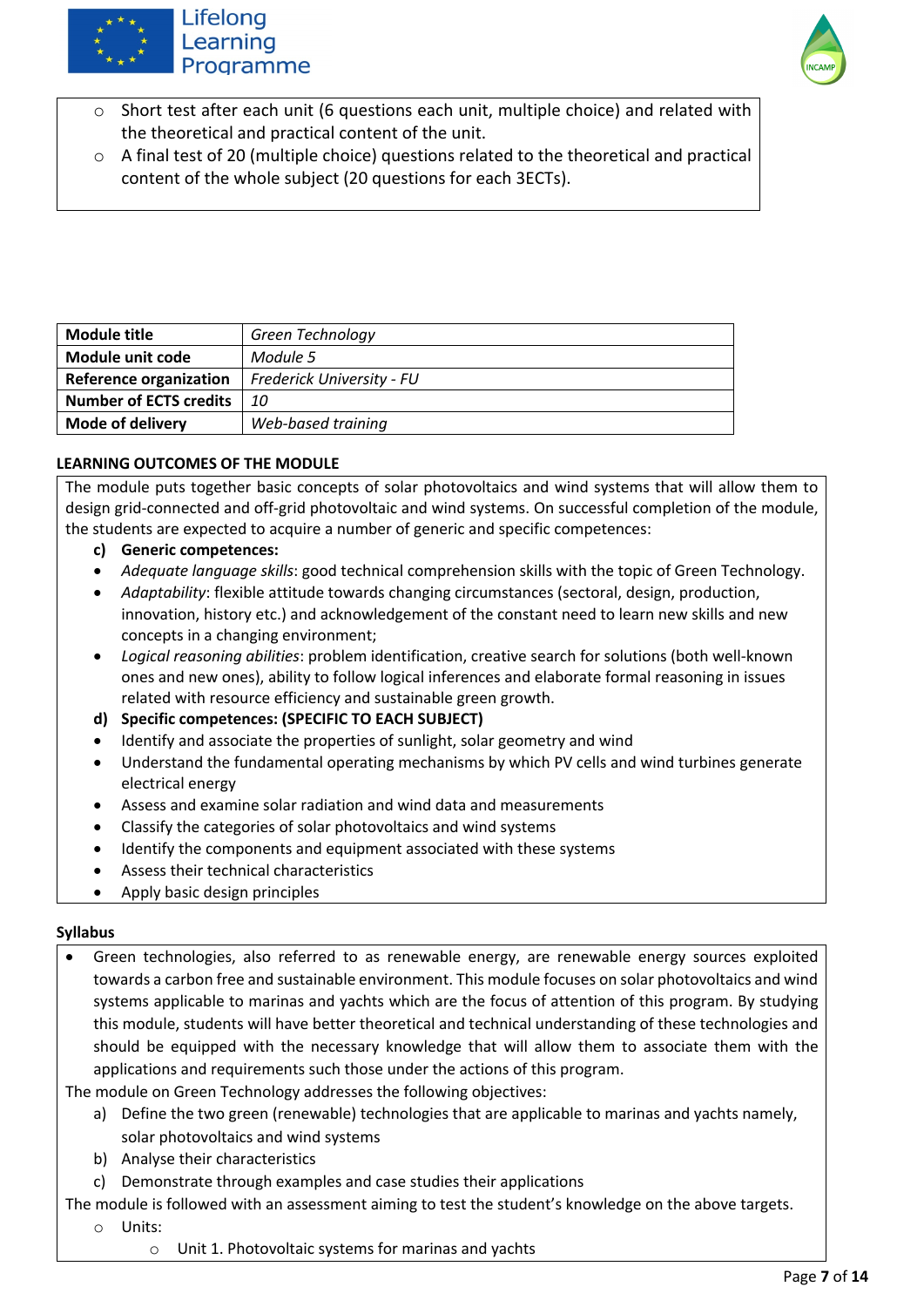- Short test after each unit (6 questions each unit, multiple choice) and related with the theoretical and practical content of the unit.
- A final test of 20 (multiple choice) questions related to the theoretical and practical content of the whole subject (20 questions for each 3ECTs).

| **Module title** | *Green Technology* |
|---|---|
| **Module unit code** | *Module 5* |
| **Reference organization** | *Frederick University - FU* |
| **Number of ECTS credits** | *10* |
| **Mode of delivery** | *Web-based training* |

**LEARNING OUTCOMES OF THE MODULE**

The module puts together basic concepts of solar photovoltaics and wind systems that will allow them to design grid-connected and off-grid photovoltaic and wind systems. On successful completion of the module, the students are expected to acquire a number of generic and specific competences:

c) **Generic competences:**

- *Adequate language skills*: good technical comprehension skills with the topic of Green Technology.
- *Adaptability*: flexible attitude towards changing circumstances (sectoral, design, production, innovation, history etc.) and acknowledgement of the constant need to learn new skills and new concepts in a changing environment;
- *Logical reasoning abilities*: problem identification, creative search for solutions (both well-known ones and new ones), ability to follow logical inferences and elaborate formal reasoning in issues related with resource efficiency and sustainable green growth.

d) **Specific competences: (SPECIFIC TO EACH SUBJECT)**

- Identify and associate the properties of sunlight, solar geometry and wind
- Understand the fundamental operating mechanisms by which PV cells and wind turbines generate electrical energy
- Assess and examine solar radiation and wind data and measurements
- Classify the categories of solar photovoltaics and wind systems
- Identify the components and equipment associated with these systems
- Assess their technical characteristics
- Apply basic design principles

**Syllabus**

- Green technologies, also referred to as renewable energy, are renewable energy sources exploited towards a carbon free and sustainable environment. This module focuses on solar photovoltaics and wind systems applicable to marinas and yachts which are the focus of attention of this program. By studying this module, students will have better theoretical and technical understanding of these technologies and should be equipped with the necessary knowledge that will allow them to associate them with the applications and requirements such those under the actions of this program.

The module on Green Technology addresses the following objectives:

a) Define the two green (renewable) technologies that are applicable to marinas and yachts namely, solar photovoltaics and wind systems
b) Analyse their characteristics
c) Demonstrate through examples and case studies their applications

The module is followed with an assessment aiming to test the student's knowledge on the above targets.

- Units:
  - Unit 1. Photovoltaic systems for marinas and yachts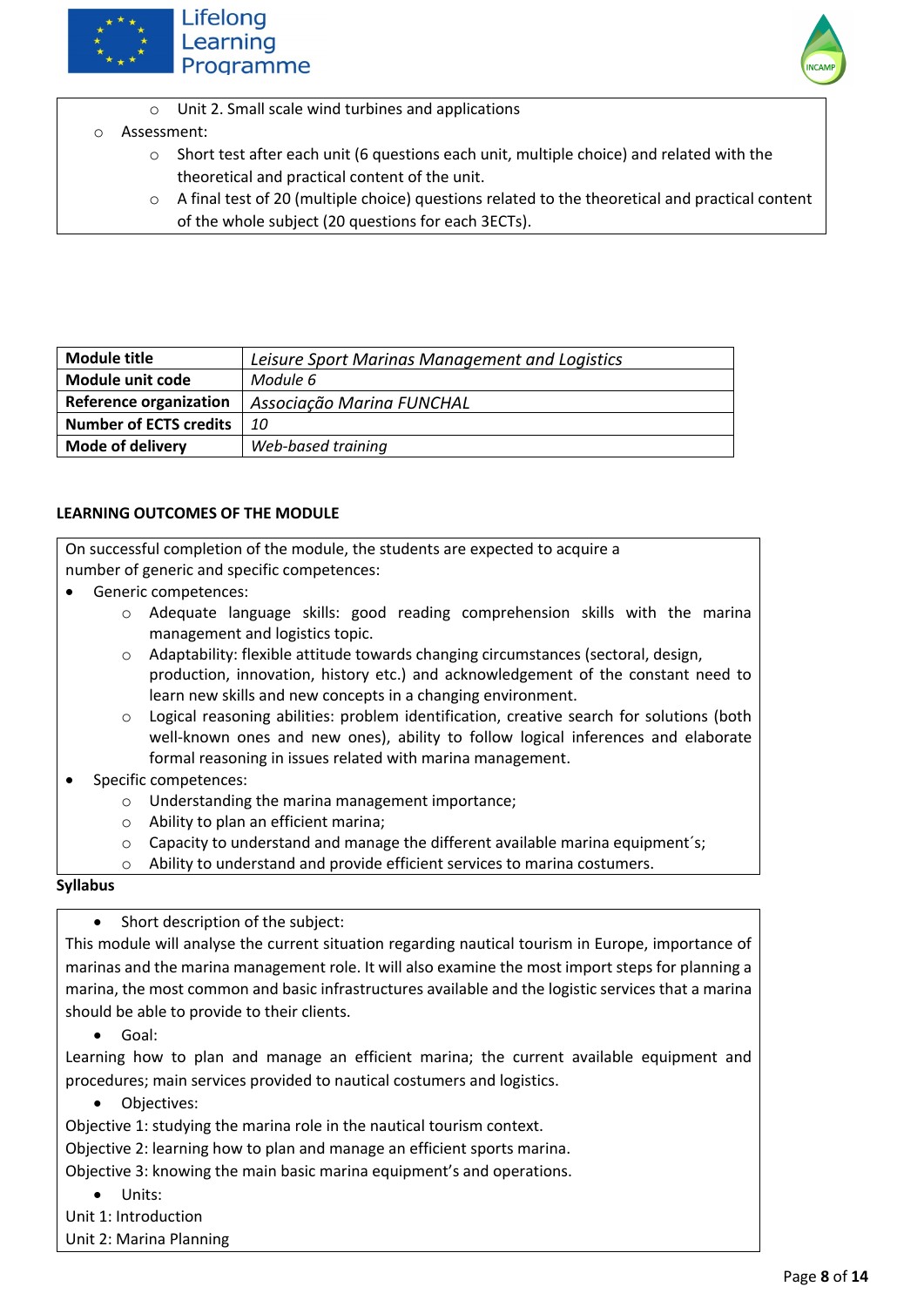- Unit 2. Small scale wind turbines and applications

- Assessment:
  - Short test after each unit (6 questions each unit, multiple choice) and related with the theoretical and practical content of the unit.
  - A final test of 20 (multiple choice) questions related to the theoretical and practical content of the whole subject (20 questions for each 3ECTs).

| **Module title** | *Leisure Sport Marinas Management and Logistics* |
|---|---|
| **Module unit code** | *Module 6* |
| **Reference organization** | *Associação Marina FUNCHAL* |
| **Number of ECTS credits** | *10* |
| **Mode of delivery** | *Web-based training* |

**LEARNING OUTCOMES OF THE MODULE**

On successful completion of the module, the students are expected to acquire a number of generic and specific competences:

- Generic competences:
  - Adequate language skills: good reading comprehension skills with the marina management and logistics topic.
  - Adaptability: flexible attitude towards changing circumstances (sectoral, design, production, innovation, history etc.) and acknowledgement of the constant need to learn new skills and new concepts in a changing environment.
  - Logical reasoning abilities: problem identification, creative search for solutions (both well-known ones and new ones), ability to follow logical inferences and elaborate formal reasoning in issues related with marina management.
- Specific competences:
  - Understanding the marina management importance;
  - Ability to plan an efficient marina;
  - Capacity to understand and manage the different available marina equipment´s;
  - Ability to understand and provide efficient services to marina costumers.

**Syllabus**

- Short description of the subject:

This module will analyse the current situation regarding nautical tourism in Europe, importance of marinas and the marina management role. It will also examine the most import steps for planning a marina, the most common and basic infrastructures available and the logistic services that a marina should be able to provide to their clients.

- Goal:

Learning how to plan and manage an efficient marina; the current available equipment and procedures; main services provided to nautical costumers and logistics.

- Objectives:

Objective 1: studying the marina role in the nautical tourism context.
Objective 2: learning how to plan and manage an efficient sports marina.
Objective 3: knowing the main basic marina equipment's and operations.

- Units:

Unit 1: Introduction
Unit 2: Marina Planning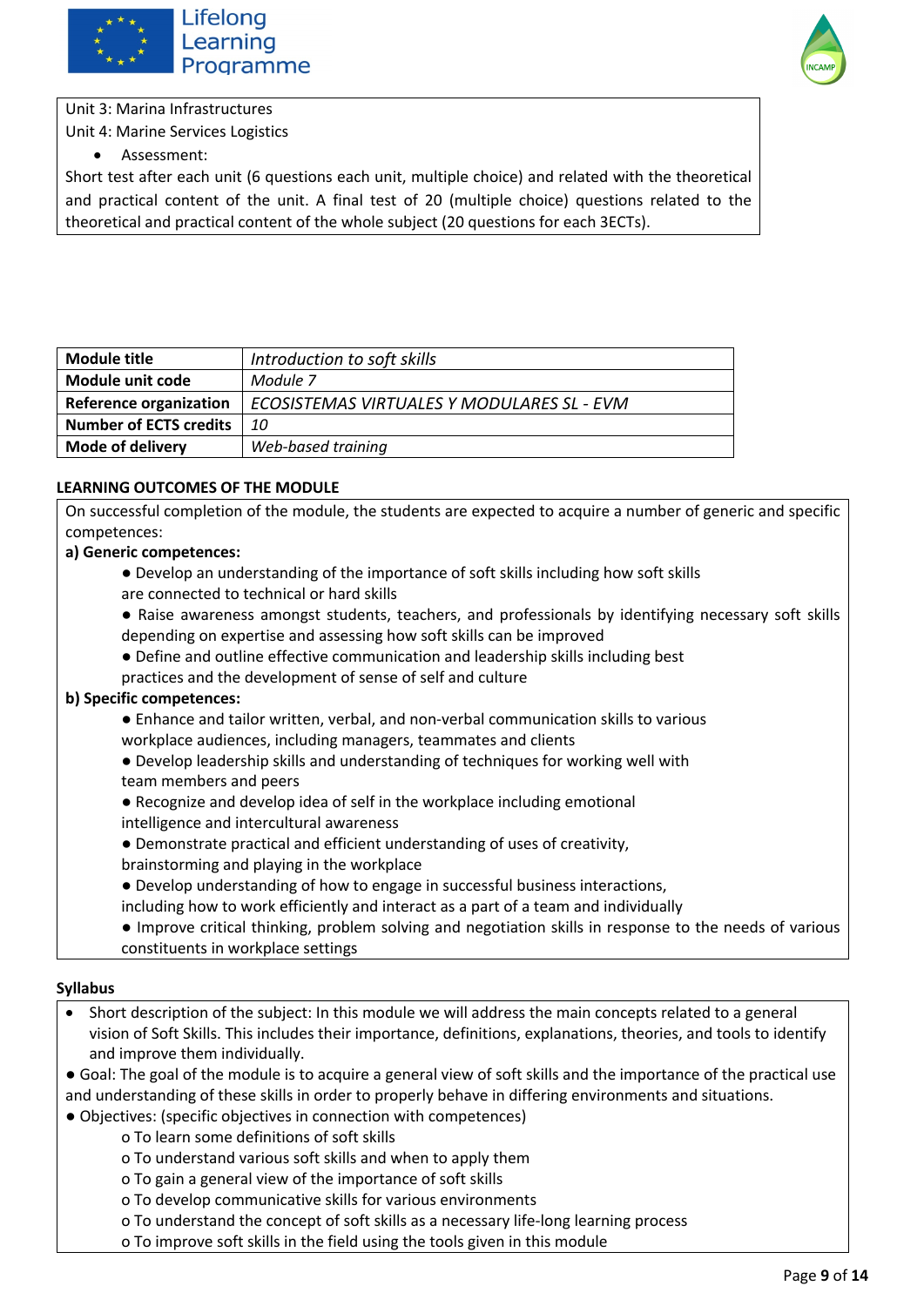Unit 3: Marina Infrastructures

Unit 4: Marine Services Logistics

- Assessment:

Short test after each unit (6 questions each unit, multiple choice) and related with the theoretical and practical content of the unit. A final test of 20 (multiple choice) questions related to the theoretical and practical content of the whole subject (20 questions for each 3ECTs).

| **Module title** | *Introduction to soft skills* |
|---|---|
| **Module unit code** | *Module 7* |
| **Reference organization** | *ECOSISTEMAS VIRTUALES Y MODULARES SL - EVM* |
| **Number of ECTS credits** | *10* |
| **Mode of delivery** | *Web-based training* |

**LEARNING OUTCOMES OF THE MODULE**

On successful completion of the module, the students are expected to acquire a number of generic and specific competences:

**a) Generic competences:**

- Develop an understanding of the importance of soft skills including how soft skills are connected to technical or hard skills
- Raise awareness amongst students, teachers, and professionals by identifying necessary soft skills depending on expertise and assessing how soft skills can be improved
- Define and outline effective communication and leadership skills including best practices and the development of sense of self and culture

**b) Specific competences:**

- Enhance and tailor written, verbal, and non-verbal communication skills to various workplace audiences, including managers, teammates and clients
- Develop leadership skills and understanding of techniques for working well with team members and peers
- Recognize and develop idea of self in the workplace including emotional intelligence and intercultural awareness
- Demonstrate practical and efficient understanding of uses of creativity, brainstorming and playing in the workplace
- Develop understanding of how to engage in successful business interactions, including how to work efficiently and interact as a part of a team and individually
- Improve critical thinking, problem solving and negotiation skills in response to the needs of various constituents in workplace settings

**Syllabus**

- Short description of the subject: In this module we will address the main concepts related to a general vision of Soft Skills. This includes their importance, definitions, explanations, theories, and tools to identify and improve them individually.
- Goal: The goal of the module is to acquire a general view of soft skills and the importance of the practical use and understanding of these skills in order to properly behave in differing environments and situations.
- Objectives: (specific objectives in connection with competences)
  - To learn some definitions of soft skills
  - To understand various soft skills and when to apply them
  - To gain a general view of the importance of soft skills
  - To develop communicative skills for various environments
  - To understand the concept of soft skills as a necessary life-long learning process
  - To improve soft skills in the field using the tools given in this module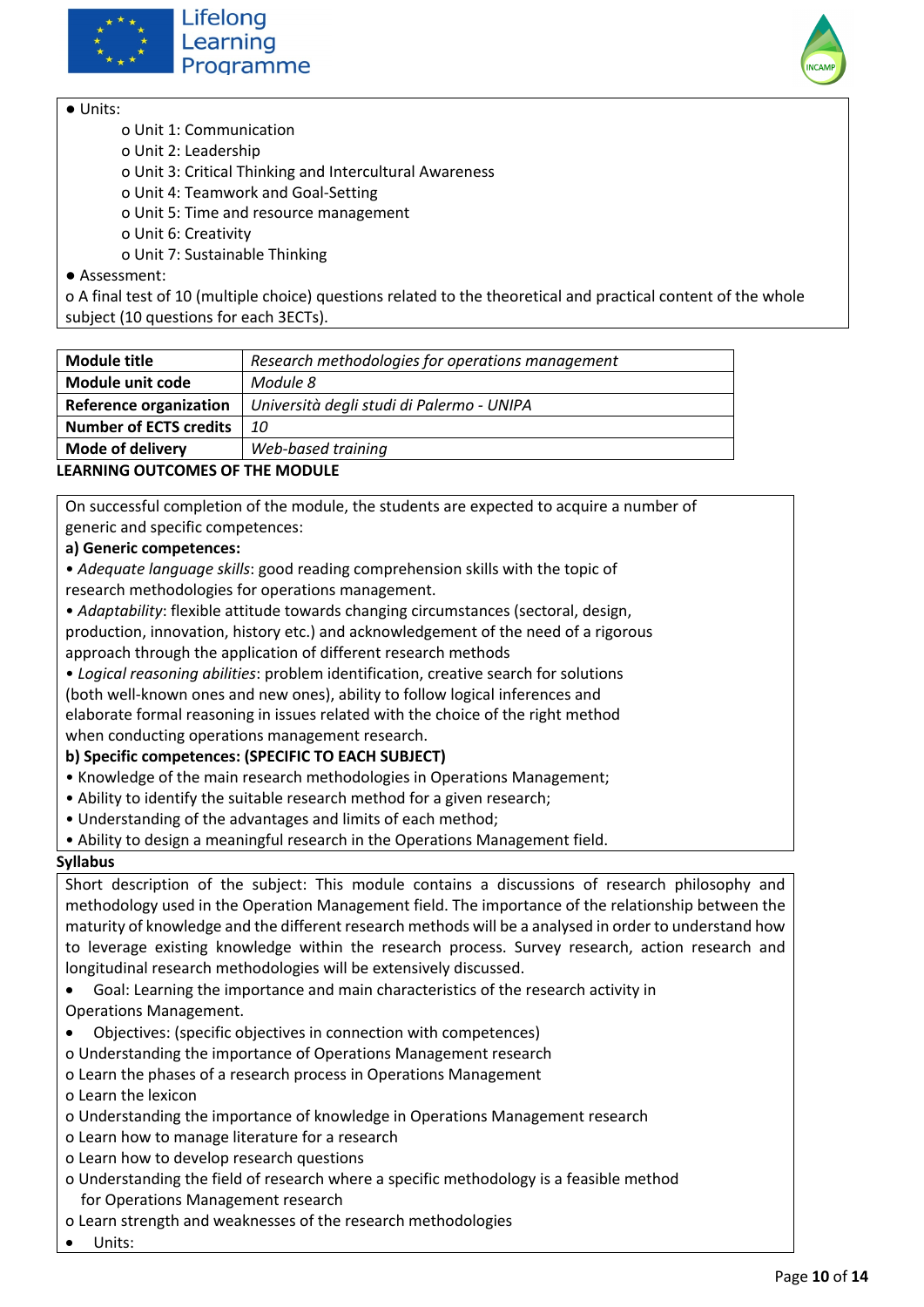- Units:
  - o Unit 1: Communication
  - o Unit 2: Leadership
  - o Unit 3: Critical Thinking and Intercultural Awareness
  - o Unit 4: Teamwork and Goal-Setting
  - o Unit 5: Time and resource management
  - o Unit 6: Creativity
  - o Unit 7: Sustainable Thinking
- Assessment:

o A final test of 10 (multiple choice) questions related to the theoretical and practical content of the whole subject (10 questions for each 3ECTs).

| **Module title** | *Research methodologies for operations management* |
|---|---|
| **Module unit code** | *Module 8* |
| **Reference organization** | *Università degli studi di Palermo - UNIPA* |
| **Number of ECTS credits** | *10* |
| **Mode of delivery** | *Web-based training* |

**LEARNING OUTCOMES OF THE MODULE**

On successful completion of the module, the students are expected to acquire a number of generic and specific competences:

**a) Generic competences:**

• *Adequate language skills*: good reading comprehension skills with the topic of research methodologies for operations management.

• *Adaptability*: flexible attitude towards changing circumstances (sectoral, design, production, innovation, history etc.) and acknowledgement of the need of a rigorous approach through the application of different research methods

• *Logical reasoning abilities*: problem identification, creative search for solutions (both well-known ones and new ones), ability to follow logical inferences and elaborate formal reasoning in issues related with the choice of the right method when conducting operations management research.

**b) Specific competences: (SPECIFIC TO EACH SUBJECT)**

• Knowledge of the main research methodologies in Operations Management;

• Ability to identify the suitable research method for a given research;

• Understanding of the advantages and limits of each method;

• Ability to design a meaningful research in the Operations Management field.

**Syllabus**

Short description of the subject: This module contains a discussions of research philosophy and methodology used in the Operation Management field. The importance of the relationship between the maturity of knowledge and the different research methods will be a analysed in order to understand how to leverage existing knowledge within the research process. Survey research, action research and longitudinal research methodologies will be extensively discussed.

- Goal: Learning the importance and main characteristics of the research activity in Operations Management.
- Objectives: (specific objectives in connection with competences)

o Understanding the importance of Operations Management research

o Learn the phases of a research process in Operations Management

o Learn the lexicon

o Understanding the importance of knowledge in Operations Management research

o Learn how to manage literature for a research

o Learn how to develop research questions

o Understanding the field of research where a specific methodology is a feasible method for Operations Management research

o Learn strength and weaknesses of the research methodologies

- Units: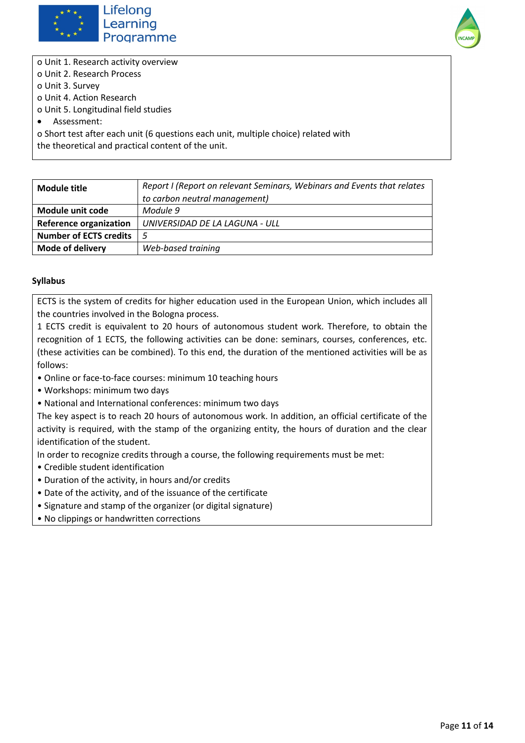o Unit 1. Research activity overview
o Unit 2. Research Process
o Unit 3. Survey
o Unit 4. Action Research
o Unit 5. Longitudinal field studies

- Assessment:

o Short test after each unit (6 questions each unit, multiple choice) related with the theoretical and practical content of the unit.

| **Module title** | *Report I (Report on relevant Seminars, Webinars and Events that relates to carbon neutral management)* |
|---|---|
| **Module unit code** | *Module 9* |
| **Reference organization** | *UNIVERSIDAD DE LA LAGUNA - ULL* |
| **Number of ECTS credits** | *5* |
| **Mode of delivery** | *Web-based training* |

**Syllabus**

ECTS is the system of credits for higher education used in the European Union, which includes all the countries involved in the Bologna process.

1 ECTS credit is equivalent to 20 hours of autonomous student work. Therefore, to obtain the recognition of 1 ECTS, the following activities can be done: seminars, courses, conferences, etc. (these activities can be combined). To this end, the duration of the mentioned activities will be as follows:

- Online or face-to-face courses: minimum 10 teaching hours
- Workshops: minimum two days
- National and International conferences: minimum two days

The key aspect is to reach 20 hours of autonomous work. In addition, an official certificate of the activity is required, with the stamp of the organizing entity, the hours of duration and the clear identification of the student.

In order to recognize credits through a course, the following requirements must be met:

- Credible student identification
- Duration of the activity, in hours and/or credits
- Date of the activity, and of the issuance of the certificate
- Signature and stamp of the organizer (or digital signature)
- No clippings or handwritten corrections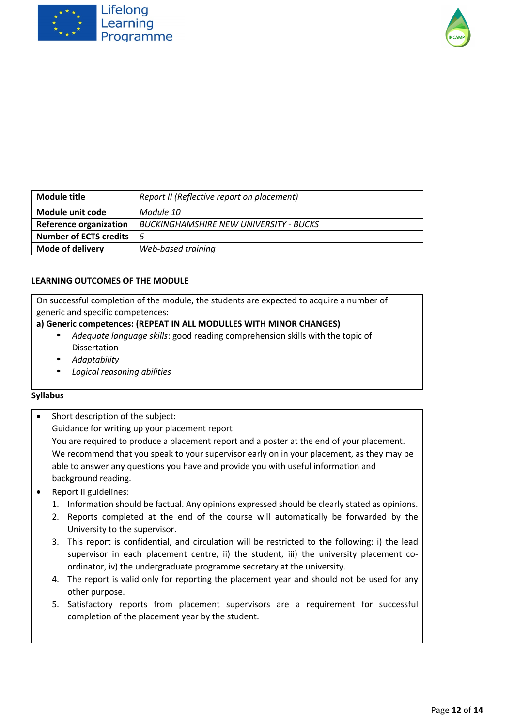| Module title | *Report II (Reflective report on placement)* |
|---|---|
| **Module unit code** | *Module 10* |
| **Reference organization** | *BUCKINGHAMSHIRE NEW UNIVERSITY - BUCKS* |
| **Number of ECTS credits** | *5* |
| **Mode of delivery** | *Web-based training* |

**LEARNING OUTCOMES OF THE MODULE**

On successful completion of the module, the students are expected to acquire a number of generic and specific competences:

**a) Generic competences: (REPEAT IN ALL MODULLES WITH MINOR CHANGES)**

- *Adequate language skills*: good reading comprehension skills with the topic of Dissertation
- *Adaptability*
- *Logical reasoning abilities*

**Syllabus**

- Short description of the subject:
  Guidance for writing up your placement report
  You are required to produce a placement report and a poster at the end of your placement. We recommend that you speak to your supervisor early on in your placement, as they may be able to answer any questions you have and provide you with useful information and background reading.
- Report II guidelines:
  1. Information should be factual. Any opinions expressed should be clearly stated as opinions.
  2. Reports completed at the end of the course will automatically be forwarded by the University to the supervisor.
  3. This report is confidential, and circulation will be restricted to the following: i) the lead supervisor in each placement centre, ii) the student, iii) the university placement co-ordinator, iv) the undergraduate programme secretary at the university.
  4. The report is valid only for reporting the placement year and should not be used for any other purpose.
  5. Satisfactory reports from placement supervisors are a requirement for successful completion of the placement year by the student.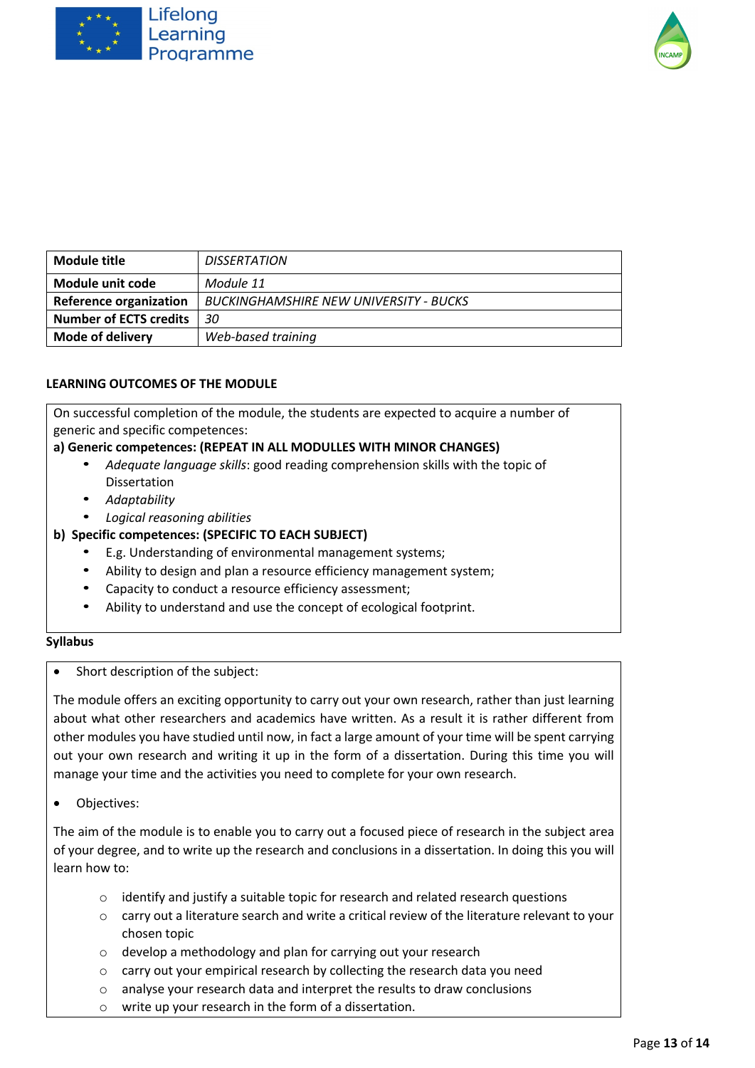| Module title | *DISSERTATION* |
|---|---|
| Module unit code | *Module 11* |
| Reference organization | *BUCKINGHAMSHIRE NEW UNIVERSITY - BUCKS* |
| Number of ECTS credits | *30* |
| Mode of delivery | *Web-based training* |

**LEARNING OUTCOMES OF THE MODULE**

On successful completion of the module, the students are expected to acquire a number of generic and specific competences:

**a) Generic competences: (REPEAT IN ALL MODULLES WITH MINOR CHANGES)**

- *Adequate language skills*: good reading comprehension skills with the topic of Dissertation
- *Adaptability*
- *Logical reasoning abilities*

**b) Specific competences: (SPECIFIC TO EACH SUBJECT)**

- E.g. Understanding of environmental management systems;
- Ability to design and plan a resource efficiency management system;
- Capacity to conduct a resource efficiency assessment;
- Ability to understand and use the concept of ecological footprint.

**Syllabus**

- Short description of the subject:

The module offers an exciting opportunity to carry out your own research, rather than just learning about what other researchers and academics have written. As a result it is rather different from other modules you have studied until now, in fact a large amount of your time will be spent carrying out your own research and writing it up in the form of a dissertation. During this time you will manage your time and the activities you need to complete for your own research.

- Objectives:

The aim of the module is to enable you to carry out a focused piece of research in the subject area of your degree, and to write up the research and conclusions in a dissertation. In doing this you will learn how to:

  - identify and justify a suitable topic for research and related research questions
  - carry out a literature search and write a critical review of the literature relevant to your chosen topic
  - develop a methodology and plan for carrying out your research
  - carry out your empirical research by collecting the research data you need
  - analyse your research data and interpret the results to draw conclusions
  - write up your research in the form of a dissertation.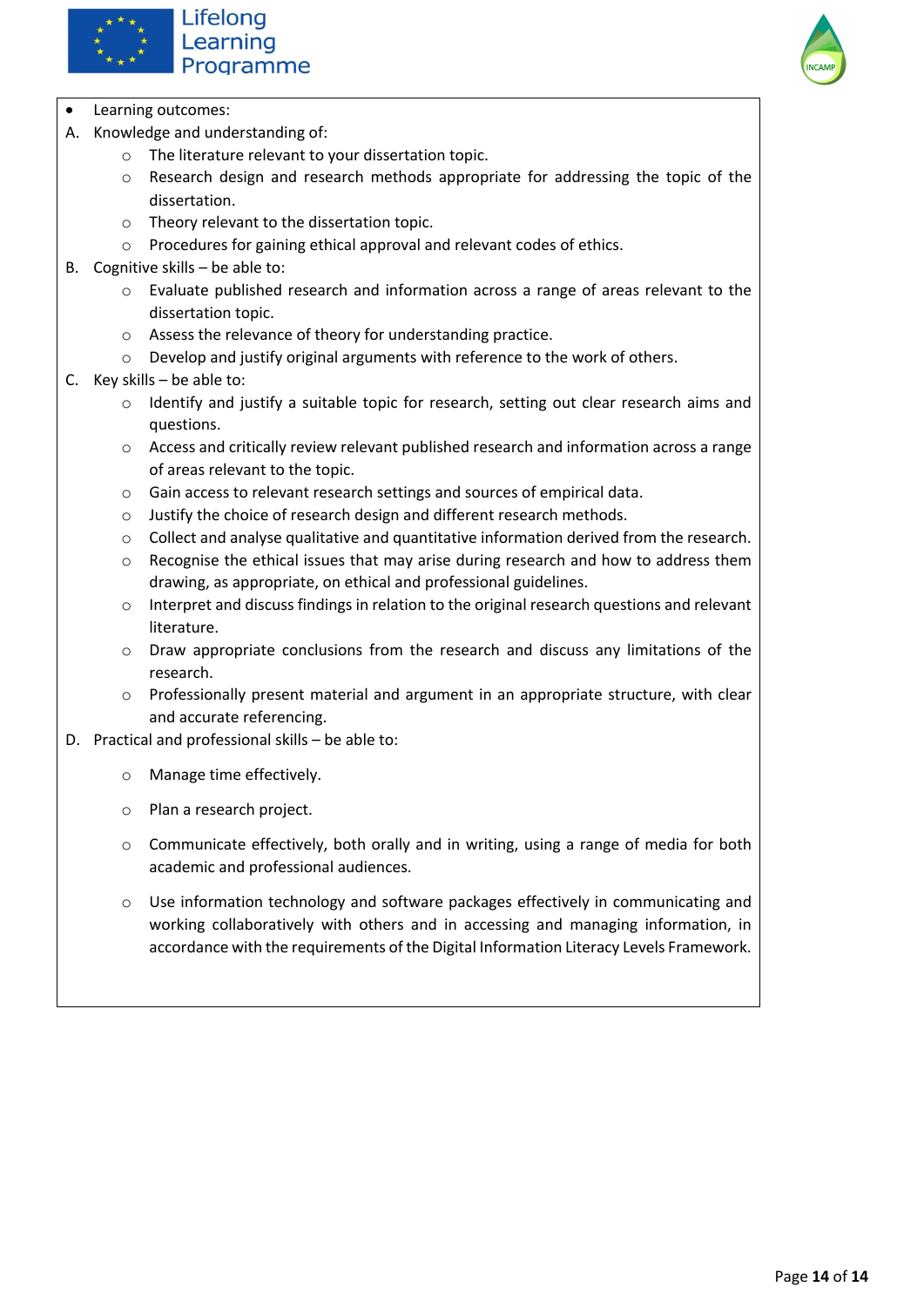- Learning outcomes:

A. Knowledge and understanding of:
   - The literature relevant to your dissertation topic.
   - Research design and research methods appropriate for addressing the topic of the dissertation.
   - Theory relevant to the dissertation topic.
   - Procedures for gaining ethical approval and relevant codes of ethics.

B. Cognitive skills – be able to:
   - Evaluate published research and information across a range of areas relevant to the dissertation topic.
   - Assess the relevance of theory for understanding practice.
   - Develop and justify original arguments with reference to the work of others.

C. Key skills – be able to:
   - Identify and justify a suitable topic for research, setting out clear research aims and questions.
   - Access and critically review relevant published research and information across a range of areas relevant to the topic.
   - Gain access to relevant research settings and sources of empirical data.
   - Justify the choice of research design and different research methods.
   - Collect and analyse qualitative and quantitative information derived from the research.
   - Recognise the ethical issues that may arise during research and how to address them drawing, as appropriate, on ethical and professional guidelines.
   - Interpret and discuss findings in relation to the original research questions and relevant literature.
   - Draw appropriate conclusions from the research and discuss any limitations of the research.
   - Professionally present material and argument in an appropriate structure, with clear and accurate referencing.

D. Practical and professional skills – be able to:
   - Manage time effectively.
   - Plan a research project.
   - Communicate effectively, both orally and in writing, using a range of media for both academic and professional audiences.
   - Use information technology and software packages effectively in communicating and working collaboratively with others and in accessing and managing information, in accordance with the requirements of the Digital Information Literacy Levels Framework.